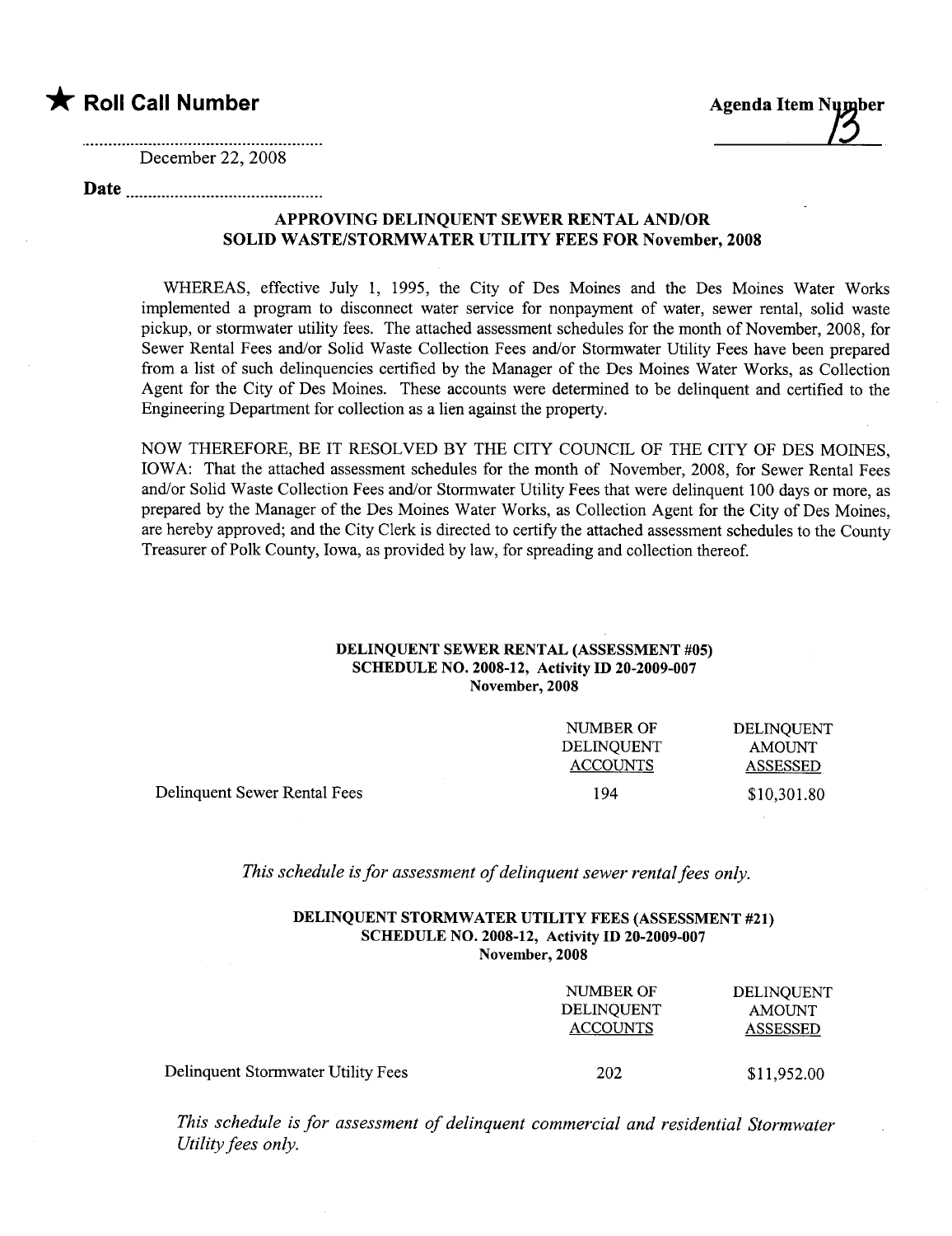★ **Roll Call Number**

**Agenda Item Number**
13

December 22, 2008

**Date** ..........................................

### APPROVING DELINQUENT SEWER RENTAL AND/OR SOLID WASTE/STORMWATER UTILITY FEES FOR November, 2008

WHEREAS, effective July 1, 1995, the City of Des Moines and the Des Moines Water Works implemented a program to disconnect water service for nonpayment of water, sewer rental, solid waste pickup, or stormwater utility fees. The attached assessment schedules for the month of November, 2008, for Sewer Rental Fees and/or Solid Waste Collection Fees and/or Stormwater Utility Fees have been prepared from a list of such delinquencies certified by the Manager of the Des Moines Water Works, as Collection Agent for the City of Des Moines. These accounts were determined to be delinquent and certified to the Engineering Department for collection as a lien against the property.

NOW THEREFORE, BE IT RESOLVED BY THE CITY COUNCIL OF THE CITY OF DES MOINES, IOWA: That the attached assessment schedules for the month of November, 2008, for Sewer Rental Fees and/or Solid Waste Collection Fees and/or Stormwater Utility Fees that were delinquent 100 days or more, as prepared by the Manager of the Des Moines Water Works, as Collection Agent for the City of Des Moines, are hereby approved; and the City Clerk is directed to certify the attached assessment schedules to the County Treasurer of Polk County, Iowa, as provided by law, for spreading and collection thereof.

**DELINQUENT SEWER RENTAL (ASSESSMENT #05)**
**SCHEDULE NO. 2008-12, Activity ID 20-2009-007**
**November, 2008**

| | NUMBER OF DELINQUENT ACCOUNTS | DELINQUENT AMOUNT ASSESSED |
|---|---|---|
| Delinquent Sewer Rental Fees | 194 | $10,301.80 |

*This schedule is for assessment of delinquent sewer rental fees only.*

**DELINQUENT STORMWATER UTILITY FEES (ASSESSMENT #21)**
**SCHEDULE NO. 2008-12, Activity ID 20-2009-007**
**November, 2008**

| | NUMBER OF DELINQUENT ACCOUNTS | DELINQUENT AMOUNT ASSESSED |
|---|---|---|
| Delinquent Stormwater Utility Fees | 202 | $11,952.00 |

*This schedule is for assessment of delinquent commercial and residential Stormwater Utility fees only.*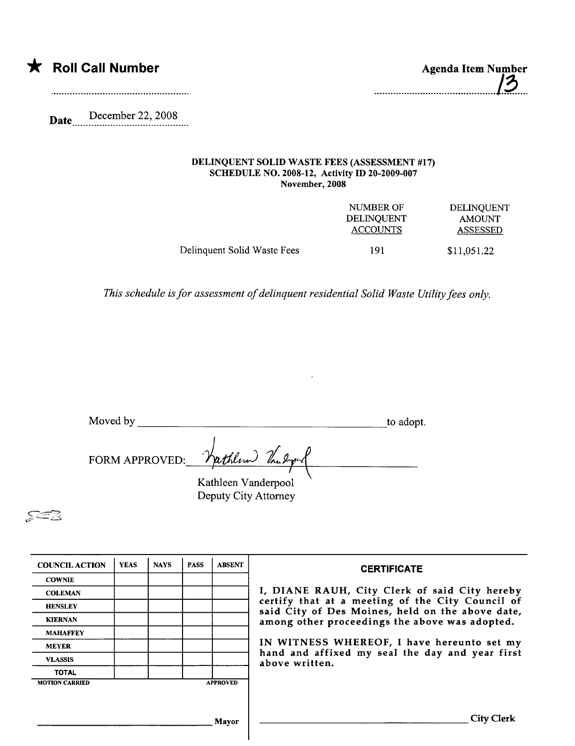★ **Roll Call Number**

**Agenda Item Number** 13

Date December 22, 2008

**DELINQUENT SOLID WASTE FEES (ASSESSMENT #17)**
**SCHEDULE NO. 2008-12, Activity ID 20-2009-007**
**November, 2008**

| | NUMBER OF DELINQUENT ACCOUNTS | DELINQUENT AMOUNT ASSESSED |
|---|---|---|
| Delinquent Solid Waste Fees | 191 | $11,051.22 |

*This schedule is for assessment of delinquent residential Solid Waste Utility fees only.*

Moved by ____________________ to adopt.

FORM APPROVED: Kathleen Vanderpool
Kathleen Vanderpool
Deputy City Attorney

| COUNCIL ACTION | YEAS | NAYS | PASS | ABSENT |
|---|---|---|---|---|
| COWNIE | | | | |
| COLEMAN | | | | |
| HENSLEY | | | | |
| KIERNAN | | | | |
| MAHAFFEY | | | | |
| MEYER | | | | |
| VLASSIS | | | | |
| TOTAL | | | | |

MOTION CARRIED APPROVED

______________________ Mayor

**CERTIFICATE**

I, DIANE RAUH, City Clerk of said City hereby certify that at a meeting of the City Council of said City of Des Moines, held on the above date, among other proceedings the above was adopted.

IN WITNESS WHEREOF, I have hereunto set my hand and affixed my seal the day and year first above written.

______________________ City Clerk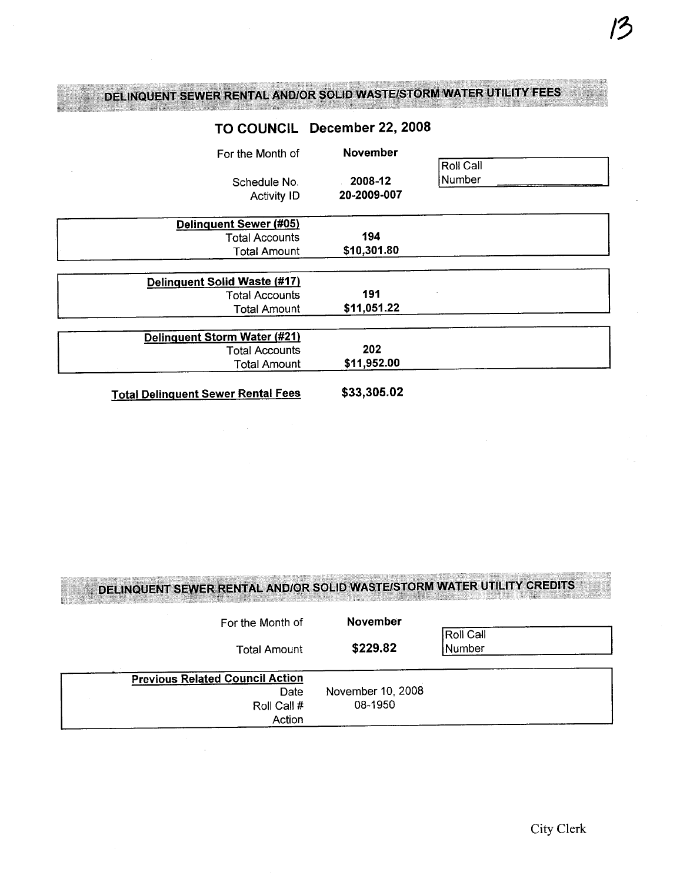## DELINQUENT SEWER RENTAL AND/OR SOLID WASTE/STORM WATER UTILITY FEES

### TO COUNCIL December 22, 2008

| | | |
|---|---|---|
| For the Month of | **November** | |
| Schedule No. | **2008-12** | Roll Call Number |
| Activity ID | **20-2009-007** | |

| | |
|---|---|
| **Delinquent Sewer (#05)** | |
| Total Accounts | **194** |
| Total Amount | **$10,301.80** |

| | |
|---|---|
| **Delinquent Solid Waste (#17)** | |
| Total Accounts | **191** |
| Total Amount | **$11,051.22** |

| | |
|---|---|
| **Delinquent Storm Water (#21)** | |
| Total Accounts | **202** |
| Total Amount | **$11,952.00** |

**Total Delinquent Sewer Rental Fees** **$33,305.02**

## DELINQUENT SEWER RENTAL AND/OR SOLID WASTE/STORM WATER UTILITY CREDITS

| | | |
|---|---|---|
| For the Month of | **November** | |
| Total Amount | **$229.82** | Roll Call Number |

| | |
|---|---|
| **Previous Related Council Action** | |
| Date | November 10, 2008 |
| Roll Call # | 08-1950 |
| Action | |

City Clerk